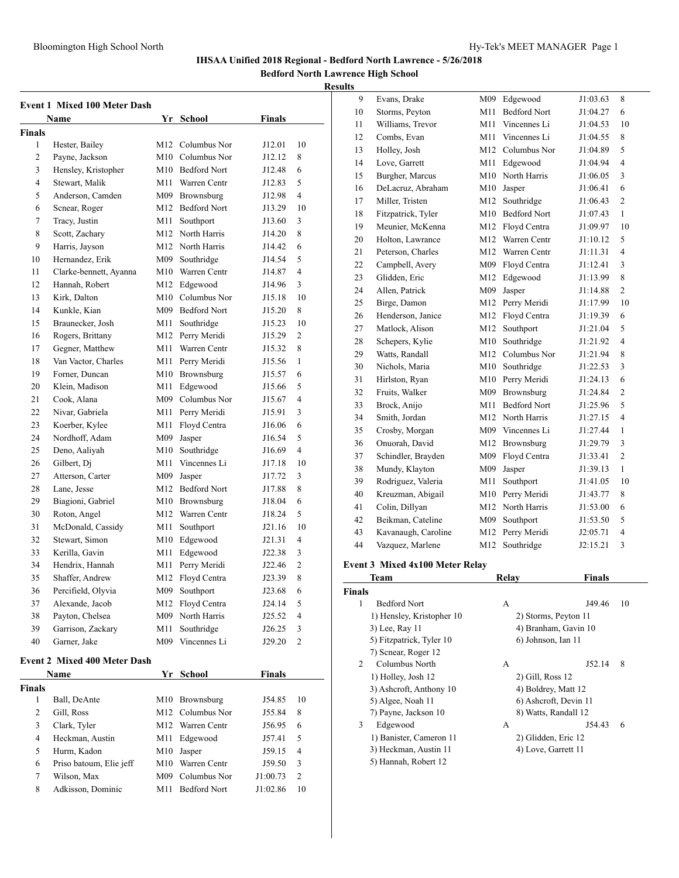# IHSAA Unified 2018 Regional - Bedford North Lawrence - 5/26/2018

**Bedford North Lawrence High School**

**Results**

## Event 1 Mixed 100 Meter Dash

| | Name | Yr | School | Finals | |
|---|---|---|---|---|---|
| **Finals** | | | | | |
| 1 | Hester, Bailey | M12 | Columbus Nor | J12.01 | 10 |
| 2 | Payne, Jackson | M10 | Columbus Nor | J12.12 | 8 |
| 3 | Hensley, Kristopher | M10 | Bedford Nort | J12.48 | 6 |
| 4 | Stewart, Malik | M11 | Warren Centr | J12.83 | 5 |
| 5 | Anderson, Camden | M09 | Brownsburg | J12.98 | 4 |
| 6 | Scnear, Roger | M12 | Bedford Nort | J13.29 | 10 |
| 7 | Tracy, Justin | M11 | Southport | J13.60 | 3 |
| 8 | Scott, Zachary | M12 | North Harris | J14.20 | 8 |
| 9 | Harris, Jayson | M12 | North Harris | J14.42 | 6 |
| 10 | Hernandez, Erik | M09 | Southridge | J14.54 | 5 |
| 11 | Clarke-bennett, Ayanna | M10 | Warren Centr | J14.87 | 4 |
| 12 | Hannah, Robert | M12 | Edgewood | J14.96 | 3 |
| 13 | Kirk, Dalton | M10 | Columbus Nor | J15.18 | 10 |
| 14 | Kunkle, Kian | M09 | Bedford Nort | J15.20 | 8 |
| 15 | Braunecker, Josh | M11 | Southridge | J15.23 | 10 |
| 16 | Rogers, Brittany | M12 | Perry Meridi | J15.29 | 2 |
| 17 | Gegner, Matthew | M11 | Warren Centr | J15.32 | 8 |
| 18 | Van Vactor, Charles | M11 | Perry Meridi | J15.56 | 1 |
| 19 | Forner, Duncan | M10 | Brownsburg | J15.57 | 6 |
| 20 | Klein, Madison | M11 | Edgewood | J15.66 | 5 |
| 21 | Cook, Alana | M09 | Columbus Nor | J15.67 | 4 |
| 22 | Nivar, Gabriela | M11 | Perry Meridi | J15.91 | 3 |
| 23 | Koerber, Kylee | M11 | Floyd Centra | J16.06 | 6 |
| 24 | Nordhoff, Adam | M09 | Jasper | J16.54 | 5 |
| 25 | Deno, Aaliyah | M10 | Southridge | J16.69 | 4 |
| 26 | Gilbert, Dj | M11 | Vincennes Li | J17.18 | 10 |
| 27 | Atterson, Carter | M09 | Jasper | J17.72 | 3 |
| 28 | Lane, Jesse | M12 | Bedford Nort | J17.88 | 8 |
| 29 | Biagioni, Gabriel | M10 | Brownsburg | J18.04 | 6 |
| 30 | Roton, Angel | M12 | Warren Centr | J18.24 | 5 |
| 31 | McDonald, Cassidy | M11 | Southport | J21.16 | 10 |
| 32 | Stewart, Simon | M10 | Edgewood | J21.31 | 4 |
| 33 | Kerilla, Gavin | M11 | Edgewood | J22.38 | 3 |
| 34 | Hendrix, Hannah | M11 | Perry Meridi | J22.46 | 2 |
| 35 | Shaffer, Andrew | M12 | Floyd Centra | J23.39 | 8 |
| 36 | Percifield, Olyvia | M09 | Southport | J23.68 | 6 |
| 37 | Alexande, Jacob | M12 | Floyd Centra | J24.14 | 5 |
| 38 | Payton, Chelsea | M09 | North Harris | J25.52 | 4 |
| 39 | Garrison, Zackary | M11 | Southridge | J26.25 | 3 |
| 40 | Garner, Jake | M09 | Vincennes Li | J29.20 | 2 |

## Event 2 Mixed 400 Meter Dash

| | Name | Yr | School | Finals | |
|---|---|---|---|---|---|
| **Finals** | | | | | |
| 1 | Ball, DeAnte | M10 | Brownsburg | J54.85 | 10 |
| 2 | Gill, Ross | M12 | Columbus Nor | J55.84 | 8 |
| 3 | Clark, Tyler | M12 | Warren Centr | J56.95 | 6 |
| 4 | Heckman, Austin | M11 | Edgewood | J57.41 | 5 |
| 5 | Hurm, Kadon | M10 | Jasper | J59.15 | 4 |
| 6 | Priso batoum, Elie jeff | M10 | Warren Centr | J59.50 | 3 |
| 7 | Wilson, Max | M09 | Columbus Nor | J1:00.73 | 2 |
| 8 | Adkisson, Dominic | M11 | Bedford Nort | J1:02.86 | 10 |
| 9 | Evans, Drake | M09 | Edgewood | J1:03.63 | 8 |
| 10 | Storms, Peyton | M11 | Bedford Nort | J1:04.27 | 6 |
| 11 | Williams, Trevor | M11 | Vincennes Li | J1:04.53 | 10 |
| 12 | Combs, Evan | M11 | Vincennes Li | J1:04.55 | 8 |
| 13 | Holley, Josh | M12 | Columbus Nor | J1:04.89 | 5 |
| 14 | Love, Garrett | M11 | Edgewood | J1:04.94 | 4 |
| 15 | Burgher, Marcus | M10 | North Harris | J1:06.05 | 3 |
| 16 | DeLacruz, Abraham | M10 | Jasper | J1:06.41 | 6 |
| 17 | Miller, Tristen | M12 | Southridge | J1:06.43 | 2 |
| 18 | Fitzpatrick, Tyler | M10 | Bedford Nort | J1:07.43 | 1 |
| 19 | Meunier, McKenna | M12 | Floyd Centra | J1:09.97 | 10 |
| 20 | Holton, Lawrance | M12 | Warren Centr | J1:10.12 | 5 |
| 21 | Peterson, Charles | M12 | Warren Centr | J1:11.31 | 4 |
| 22 | Campbell, Avery | M09 | Floyd Centra | J1:12.41 | 3 |
| 23 | Glidden, Eric | M12 | Edgewood | J1:13.99 | 8 |
| 24 | Allen, Patrick | M09 | Jasper | J1:14.88 | 2 |
| 25 | Birge, Damon | M12 | Perry Meridi | J1:17.99 | 10 |
| 26 | Henderson, Janice | M12 | Floyd Centra | J1:19.39 | 6 |
| 27 | Matlock, Alison | M12 | Southport | J1:21.04 | 5 |
| 28 | Schepers, Kylie | M10 | Southridge | J1:21.92 | 4 |
| 29 | Watts, Randall | M12 | Columbus Nor | J1:21.94 | 8 |
| 30 | Nichols, Maria | M10 | Southridge | J1:22.53 | 3 |
| 31 | Hirlston, Ryan | M10 | Perry Meridi | J1:24.13 | 6 |
| 32 | Fruits, Walker | M09 | Brownsburg | J1:24.84 | 2 |
| 33 | Brock, Anijo | M11 | Bedford Nort | J1:25.96 | 5 |
| 34 | Smith, Jordan | M12 | North Harris | J1:27.15 | 4 |
| 35 | Crosby, Morgan | M09 | Vincennes Li | J1:27.44 | 1 |
| 36 | Onuorah, David | M12 | Brownsburg | J1:29.79 | 3 |
| 37 | Schindler, Brayden | M09 | Floyd Centra | J1:33.41 | 2 |
| 38 | Mundy, Klayton | M09 | Jasper | J1:39.13 | 1 |
| 39 | Rodriguez, Valeria | M11 | Southport | J1:41.05 | 10 |
| 40 | Kreuzman, Abigail | M10 | Perry Meridi | J1:43.77 | 8 |
| 41 | Colin, Dillyan | M12 | North Harris | J1:53.00 | 6 |
| 42 | Beikman, Cateline | M09 | Southport | J1:53.50 | 5 |
| 43 | Kavanaugh, Caroline | M12 | Perry Meridi | J2:05.71 | 4 |
| 44 | Vazquez, Marlene | M12 | Southridge | J2:15.21 | 3 |

## Event 3 Mixed 4x100 Meter Relay

| | Team | Relay | Finals | |
|---|---|---|---|---|
| **Finals** | | | | |
| 1 | Bedford Nort | A | J49.46 | 10 |
| | 1) Hensley, Kristopher 10 | 2) Storms, Peyton 11 | | |
| | 3) Lee, Ray 11 | 4) Branham, Gavin 10 | | |
| | 5) Fitzpatrick, Tyler 10 | 6) Johnson, Ian 11 | | |
| | 7) Scnear, Roger 12 | | | |
| 2 | Columbus North | A | J52.14 | 8 |
| | 1) Holley, Josh 12 | 2) Gill, Ross 12 | | |
| | 3) Ashcroft, Anthony 10 | 4) Boldrey, Matt 12 | | |
| | 5) Algee, Noah 11 | 6) Ashcroft, Devin 11 | | |
| | 7) Payne, Jackson 10 | 8) Watts, Randall 12 | | |
| 3 | Edgewood | A | J54.43 | 6 |
| | 1) Banister, Cameron 11 | 2) Glidden, Eric 12 | | |
| | 3) Heckman, Austin 11 | 4) Love, Garrett 11 | | |
| | 5) Hannah, Robert 12 | | | |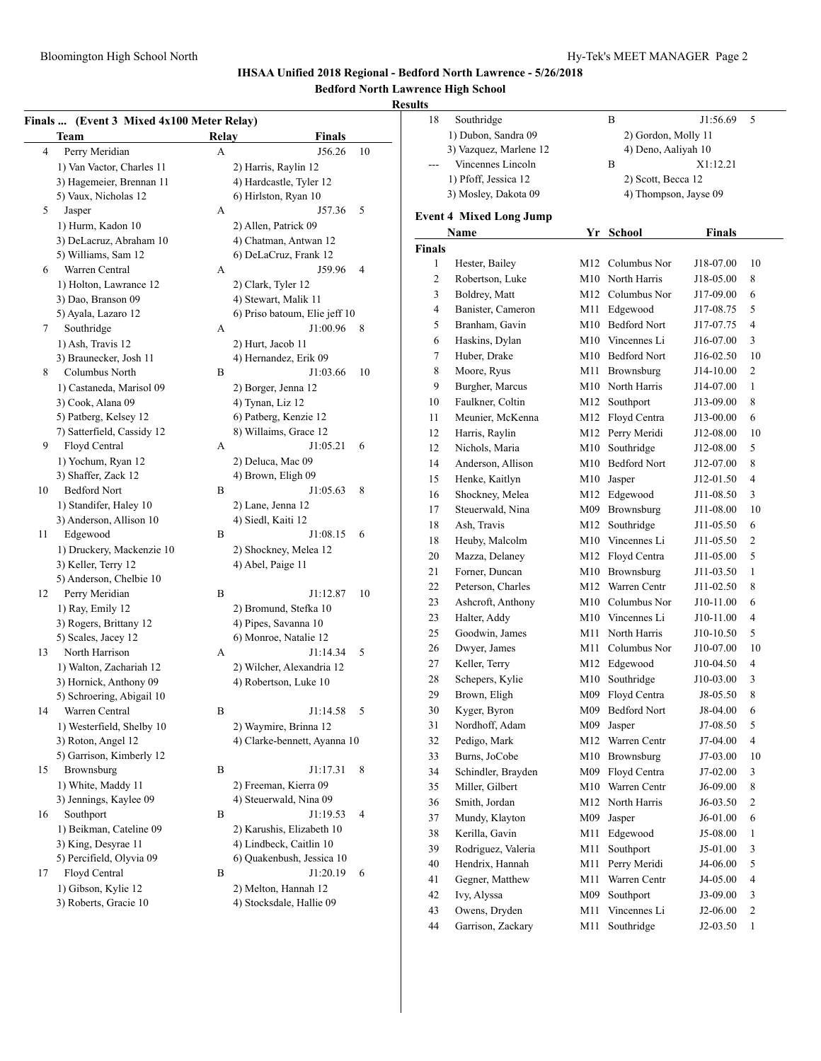## IHSAA Unified 2018 Regional - Bedford North Lawrence - 5/26/2018

### Bedford North Lawrence High School

### Results

#### Finals ... (Event 3 Mixed 4x100 Meter Relay)

| | Team | Relay | Finals | |
|---|---|---|---|---|
| 4 | Perry Meridian | A | J56.26 | 10 |
| | 1) Van Vactor, Charles 11 | 2) Harris, Raylin 12 | | |
| | 3) Hagemeier, Brennan 11 | 4) Hardcastle, Tyler 12 | | |
| | 5) Vaux, Nicholas 12 | 6) Hirlston, Ryan 10 | | |
| 5 | Jasper | A | J57.36 | 5 |
| | 1) Hurm, Kadon 10 | 2) Allen, Patrick 09 | | |
| | 3) DeLacruz, Abraham 10 | 4) Chatman, Antwan 12 | | |
| | 5) Williams, Sam 12 | 6) DeLaCruz, Frank 12 | | |
| 6 | Warren Central | A | J59.96 | 4 |
| | 1) Holton, Lawrance 12 | 2) Clark, Tyler 12 | | |
| | 3) Dao, Branson 09 | 4) Stewart, Malik 11 | | |
| | 5) Ayala, Lazaro 12 | 6) Priso batoum, Elie jeff 10 | | |
| 7 | Southridge | A | J1:00.96 | 8 |
| | 1) Ash, Travis 12 | 2) Hurt, Jacob 11 | | |
| | 3) Braunecker, Josh 11 | 4) Hernandez, Erik 09 | | |
| 8 | Columbus North | B | J1:03.66 | 10 |
| | 1) Castaneda, Marisol 09 | 2) Borger, Jenna 12 | | |
| | 3) Cook, Alana 09 | 4) Tynan, Liz 12 | | |
| | 5) Patberg, Kelsey 12 | 6) Patberg, Kenzie 12 | | |
| | 7) Satterfield, Cassidy 12 | 8) Willaims, Grace 12 | | |
| 9 | Floyd Central | A | J1:05.21 | 6 |
| | 1) Yochum, Ryan 12 | 2) Deluca, Mac 09 | | |
| | 3) Shaffer, Zack 12 | 4) Brown, Eligh 09 | | |
| 10 | Bedford Nort | B | J1:05.63 | 8 |
| | 1) Standifer, Haley 10 | 2) Lane, Jenna 12 | | |
| | 3) Anderson, Allison 10 | 4) Siedl, Kaiti 12 | | |
| 11 | Edgewood | B | J1:08.15 | 6 |
| | 1) Druckery, Mackenzie 10 | 2) Shockney, Melea 12 | | |
| | 3) Keller, Terry 12 | 4) Abel, Paige 11 | | |
| | 5) Anderson, Chelbie 10 | | | |
| 12 | Perry Meridian | B | J1:12.87 | 10 |
| | 1) Ray, Emily 12 | 2) Bromund, Stefka 10 | | |
| | 3) Rogers, Brittany 12 | 4) Pipes, Savanna 10 | | |
| | 5) Scales, Jacey 12 | 6) Monroe, Natalie 12 | | |
| 13 | North Harrison | A | J1:14.34 | 5 |
| | 1) Walton, Zachariah 12 | 2) Wilcher, Alexandria 12 | | |
| | 3) Hornick, Anthony 09 | 4) Robertson, Luke 10 | | |
| | 5) Schroering, Abigail 10 | | | |
| 14 | Warren Central | B | J1:14.58 | 5 |
| | 1) Westerfield, Shelby 10 | 2) Waymire, Brinna 12 | | |
| | 3) Roton, Angel 12 | 4) Clarke-bennett, Ayanna 10 | | |
| | 5) Garrison, Kimberly 12 | | | |
| 15 | Brownsburg | B | J1:17.31 | 8 |
| | 1) White, Maddy 11 | 2) Freeman, Kierra 09 | | |
| | 3) Jennings, Kaylee 09 | 4) Steuerwald, Nina 09 | | |
| 16 | Southport | B | J1:19.53 | 4 |
| | 1) Beikman, Cateline 09 | 2) Karushis, Elizabeth 10 | | |
| | 3) King, Desyrae 11 | 4) Lindbeck, Caitlin 10 | | |
| | 5) Percifield, Olyvia 09 | 6) Quakenbush, Jessica 10 | | |
| 17 | Floyd Central | B | J1:20.19 | 6 |
| | 1) Gibson, Kylie 12 | 2) Melton, Hannah 12 | | |
| | 3) Roberts, Gracie 10 | 4) Stocksdale, Hallie 09 | | |
| 18 | Southridge | B | J1:56.69 | 5 |
| | 1) Dubon, Sandra 09 | 2) Gordon, Molly 11 | | |
| | 3) Vazquez, Marlene 12 | 4) Deno, Aaliyah 10 | | |
| --- | Vincennes Lincoln | B | X1:12.21 | |
| | 1) Pfoff, Jessica 12 | 2) Scott, Becca 12 | | |
| | 3) Mosley, Dakota 09 | 4) Thompson, Jayse 09 | | |

#### Event 4 Mixed Long Jump

| | Name | Yr | School | Finals | |
|---|---|---|---|---|---|
| **Finals** | | | | | |
| 1 | Hester, Bailey | M12 | Columbus Nor | J18-07.00 | 10 |
| 2 | Robertson, Luke | M10 | North Harris | J18-05.00 | 8 |
| 3 | Boldrey, Matt | M12 | Columbus Nor | J17-09.00 | 6 |
| 4 | Banister, Cameron | M11 | Edgewood | J17-08.75 | 5 |
| 5 | Branham, Gavin | M10 | Bedford Nort | J17-07.75 | 4 |
| 6 | Haskins, Dylan | M10 | Vincennes Li | J16-07.00 | 3 |
| 7 | Huber, Drake | M10 | Bedford Nort | J16-02.50 | 10 |
| 8 | Moore, Ryus | M11 | Brownsburg | J14-10.00 | 2 |
| 9 | Burgher, Marcus | M10 | North Harris | J14-07.00 | 1 |
| 10 | Faulkner, Coltin | M12 | Southport | J13-09.00 | 8 |
| 11 | Meunier, McKenna | M12 | Floyd Centra | J13-00.00 | 6 |
| 12 | Harris, Raylin | M12 | Perry Meridi | J12-08.00 | 10 |
| 12 | Nichols, Maria | M10 | Southridge | J12-08.00 | 5 |
| 14 | Anderson, Allison | M10 | Bedford Nort | J12-07.00 | 8 |
| 15 | Henke, Kaitlyn | M10 | Jasper | J12-01.50 | 4 |
| 16 | Shockney, Melea | M12 | Edgewood | J11-08.50 | 3 |
| 17 | Steuerwald, Nina | M09 | Brownsburg | J11-08.00 | 10 |
| 18 | Ash, Travis | M12 | Southridge | J11-05.50 | 6 |
| 18 | Heuby, Malcolm | M10 | Vincennes Li | J11-05.50 | 2 |
| 20 | Mazza, Delaney | M12 | Floyd Centra | J11-05.00 | 5 |
| 21 | Forner, Duncan | M10 | Brownsburg | J11-03.50 | 1 |
| 22 | Peterson, Charles | M12 | Warren Centr | J11-02.50 | 8 |
| 23 | Ashcroft, Anthony | M10 | Columbus Nor | J10-11.00 | 6 |
| 23 | Halter, Addy | M10 | Vincennes Li | J10-11.00 | 4 |
| 25 | Goodwin, James | M11 | North Harris | J10-10.50 | 5 |
| 26 | Dwyer, James | M11 | Columbus Nor | J10-07.00 | 10 |
| 27 | Keller, Terry | M12 | Edgewood | J10-04.50 | 4 |
| 28 | Schepers, Kylie | M10 | Southridge | J10-03.00 | 3 |
| 29 | Brown, Eligh | M09 | Floyd Centra | J8-05.50 | 8 |
| 30 | Kyger, Byron | M09 | Bedford Nort | J8-04.00 | 6 |
| 31 | Nordhoff, Adam | M09 | Jasper | J7-08.50 | 5 |
| 32 | Pedigo, Mark | M12 | Warren Centr | J7-04.00 | 4 |
| 33 | Burns, JoCobe | M10 | Brownsburg | J7-03.00 | 10 |
| 34 | Schindler, Brayden | M09 | Floyd Centra | J7-02.00 | 3 |
| 35 | Miller, Gilbert | M10 | Warren Centr | J6-09.00 | 8 |
| 36 | Smith, Jordan | M12 | North Harris | J6-03.50 | 2 |
| 37 | Mundy, Klayton | M09 | Jasper | J6-01.00 | 6 |
| 38 | Kerilla, Gavin | M11 | Edgewood | J5-08.00 | 1 |
| 39 | Rodriguez, Valeria | M11 | Southport | J5-01.00 | 3 |
| 40 | Hendrix, Hannah | M11 | Perry Meridi | J4-06.00 | 5 |
| 41 | Gegner, Matthew | M11 | Warren Centr | J4-05.00 | 4 |
| 42 | Ivy, Alyssa | M09 | Southport | J3-09.00 | 3 |
| 43 | Owens, Dryden | M11 | Vincennes Li | J2-06.00 | 2 |
| 44 | Garrison, Zackary | M11 | Southridge | J2-03.50 | 1 |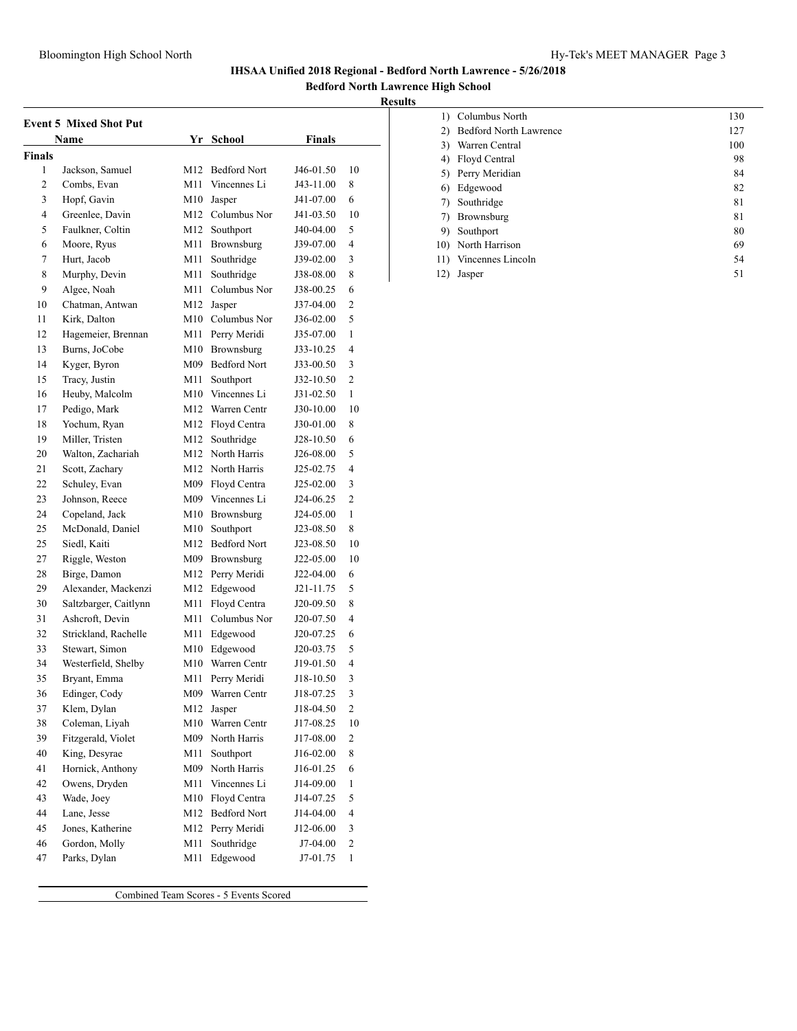**IHSAA Unified 2018 Regional - Bedford North Lawrence - 5/26/2018**

**Bedford North Lawrence High School**

**Results**

### Event 5 Mixed Shot Put

| | Name | Yr | School | Finals | |
|---|---|---|---|---|---|
| **Finals** | | | | | |
| 1 | Jackson, Samuel | M12 | Bedford Nort | J46-01.50 | 10 |
| 2 | Combs, Evan | M11 | Vincennes Li | J43-11.00 | 8 |
| 3 | Hopf, Gavin | M10 | Jasper | J41-07.00 | 6 |
| 4 | Greenlee, Davin | M12 | Columbus Nor | J41-03.50 | 10 |
| 5 | Faulkner, Coltin | M12 | Southport | J40-04.00 | 5 |
| 6 | Moore, Ryus | M11 | Brownsburg | J39-07.00 | 4 |
| 7 | Hurt, Jacob | M11 | Southridge | J39-02.00 | 3 |
| 8 | Murphy, Devin | M11 | Southridge | J38-08.00 | 8 |
| 9 | Algee, Noah | M11 | Columbus Nor | J38-00.25 | 6 |
| 10 | Chatman, Antwan | M12 | Jasper | J37-04.00 | 2 |
| 11 | Kirk, Dalton | M10 | Columbus Nor | J36-02.00 | 5 |
| 12 | Hagemeier, Brennan | M11 | Perry Meridi | J35-07.00 | 1 |
| 13 | Burns, JoCobe | M10 | Brownsburg | J33-10.25 | 4 |
| 14 | Kyger, Byron | M09 | Bedford Nort | J33-00.50 | 3 |
| 15 | Tracy, Justin | M11 | Southport | J32-10.50 | 2 |
| 16 | Heuby, Malcolm | M10 | Vincennes Li | J31-02.50 | 1 |
| 17 | Pedigo, Mark | M12 | Warren Centr | J30-10.00 | 10 |
| 18 | Yochum, Ryan | M12 | Floyd Centra | J30-01.00 | 8 |
| 19 | Miller, Tristen | M12 | Southridge | J28-10.50 | 6 |
| 20 | Walton, Zachariah | M12 | North Harris | J26-08.00 | 5 |
| 21 | Scott, Zachary | M12 | North Harris | J25-02.75 | 4 |
| 22 | Schuley, Evan | M09 | Floyd Centra | J25-02.00 | 3 |
| 23 | Johnson, Reece | M09 | Vincennes Li | J24-06.25 | 2 |
| 24 | Copeland, Jack | M10 | Brownsburg | J24-05.00 | 1 |
| 25 | McDonald, Daniel | M10 | Southport | J23-08.50 | 8 |
| 25 | Siedl, Kaiti | M12 | Bedford Nort | J23-08.50 | 10 |
| 27 | Riggle, Weston | M09 | Brownsburg | J22-05.00 | 10 |
| 28 | Birge, Damon | M12 | Perry Meridi | J22-04.00 | 6 |
| 29 | Alexander, Mackenzi | M12 | Edgewood | J21-11.75 | 5 |
| 30 | Saltzbarger, Caitlynn | M11 | Floyd Centra | J20-09.50 | 8 |
| 31 | Ashcroft, Devin | M11 | Columbus Nor | J20-07.50 | 4 |
| 32 | Strickland, Rachelle | M11 | Edgewood | J20-07.25 | 6 |
| 33 | Stewart, Simon | M10 | Edgewood | J20-03.75 | 5 |
| 34 | Westerfield, Shelby | M10 | Warren Centr | J19-01.50 | 4 |
| 35 | Bryant, Emma | M11 | Perry Meridi | J18-10.50 | 3 |
| 36 | Edinger, Cody | M09 | Warren Centr | J18-07.25 | 3 |
| 37 | Klem, Dylan | M12 | Jasper | J18-04.50 | 2 |
| 38 | Coleman, Liyah | M10 | Warren Centr | J17-08.25 | 10 |
| 39 | Fitzgerald, Violet | M09 | North Harris | J17-08.00 | 2 |
| 40 | King, Desyrae | M11 | Southport | J16-02.00 | 8 |
| 41 | Hornick, Anthony | M09 | North Harris | J16-01.25 | 6 |
| 42 | Owens, Dryden | M11 | Vincennes Li | J14-09.00 | 1 |
| 43 | Wade, Joey | M10 | Floyd Centra | J14-07.25 | 5 |
| 44 | Lane, Jesse | M12 | Bedford Nort | J14-04.00 | 4 |
| 45 | Jones, Katherine | M12 | Perry Meridi | J12-06.00 | 3 |
| 46 | Gordon, Molly | M11 | Southridge | J7-04.00 | 2 |
| 47 | Parks, Dylan | M11 | Edgewood | J7-01.75 | 1 |

Combined Team Scores - 5 Events Scored

| | | |
|---|---|---|
| 1) | Columbus North | 130 |
| 2) | Bedford North Lawrence | 127 |
| 3) | Warren Central | 100 |
| 4) | Floyd Central | 98 |
| 5) | Perry Meridian | 84 |
| 6) | Edgewood | 82 |
| 7) | Southridge | 81 |
| 7) | Brownsburg | 81 |
| 9) | Southport | 80 |
| 10) | North Harrison | 69 |
| 11) | Vincennes Lincoln | 54 |
| 12) | Jasper | 51 |